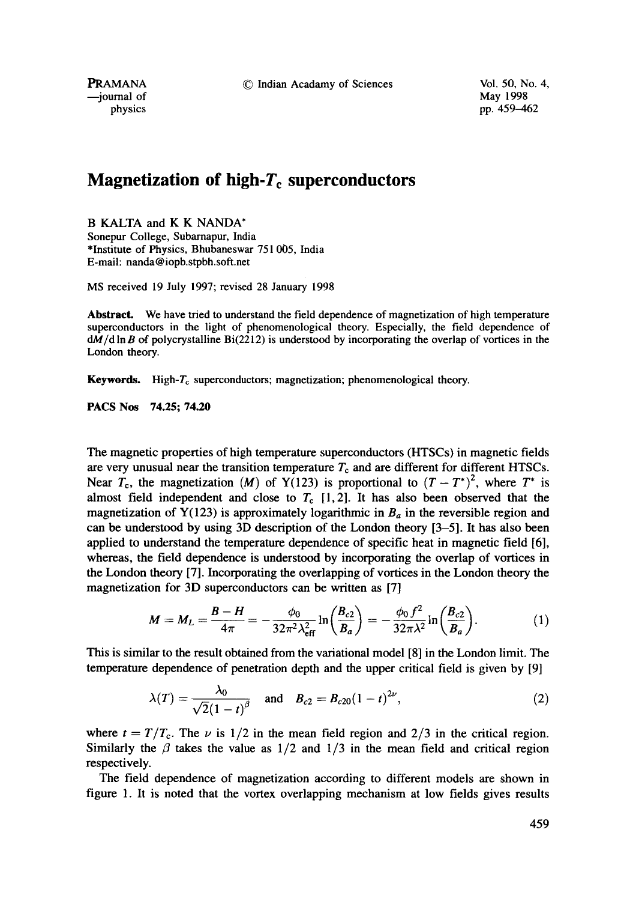# Magnetization of high-$T_c$ superconductors

B KALTA and K K NANDA*

Sonepur College, Subarnapur, India

*Institute of Physics, Bhubaneswar 751 005, India

E-mail: nanda@iopb.stpbh.soft.net

MS received 19 July 1997; revised 28 January 1998

**Abstract.** We have tried to understand the field dependence of magnetization of high temperature superconductors in the light of phenomenological theory. Especially, the field dependence of $dM/d \ln B$ of polycrystalline Bi(2212) is understood by incorporating the overlap of vortices in the London theory.

**Keywords.** High-$T_c$ superconductors; magnetization; phenomenological theory.

**PACS Nos** 74.25; 74.20

The magnetic properties of high temperature superconductors (HTSCs) in magnetic fields are very unusual near the transition temperature $T_c$ and are different for different HTSCs. Near $T_c$, the magnetization ($M$) of Y(123) is proportional to $(T - T^*)^2$, where $T^*$ is almost field independent and close to $T_c$ [1, 2]. It has also been observed that the magnetization of Y(123) is approximately logarithmic in $B_a$ in the reversible region and can be understood by using 3D description of the London theory [3–5]. It has also been applied to understand the temperature dependence of specific heat in magnetic field [6], whereas, the field dependence is understood by incorporating the overlap of vortices in the London theory [7]. Incorporating the overlapping of vortices in the London theory the magnetization for 3D superconductors can be written as [7]

$$M = M_L = \frac{B - H}{4\pi} = -\frac{\phi_0}{32\pi^2 \lambda_{\text{eff}}^2} \ln\left(\frac{B_{c2}}{B_a}\right) = -\frac{\phi_0 f^2}{32\pi \lambda^2} \ln\left(\frac{B_{c2}}{B_a}\right). \tag{1}$$

This is similar to the result obtained from the variational model [8] in the London limit. The temperature dependence of penetration depth and the upper critical field is given by [9]

$$\lambda(T) = \frac{\lambda_0}{\sqrt{2}(1 - t)^{\beta}} \quad \text{and} \quad B_{c2} = B_{c20}(1 - t)^{2\nu}, \tag{2}$$

where $t = T/T_c$. The $\nu$ is 1/2 in the mean field region and 2/3 in the critical region. Similarly the $\beta$ takes the value as 1/2 and 1/3 in the mean field and critical region respectively.

The field dependence of magnetization according to different models are shown in figure 1. It is noted that the vortex overlapping mechanism at low fields gives results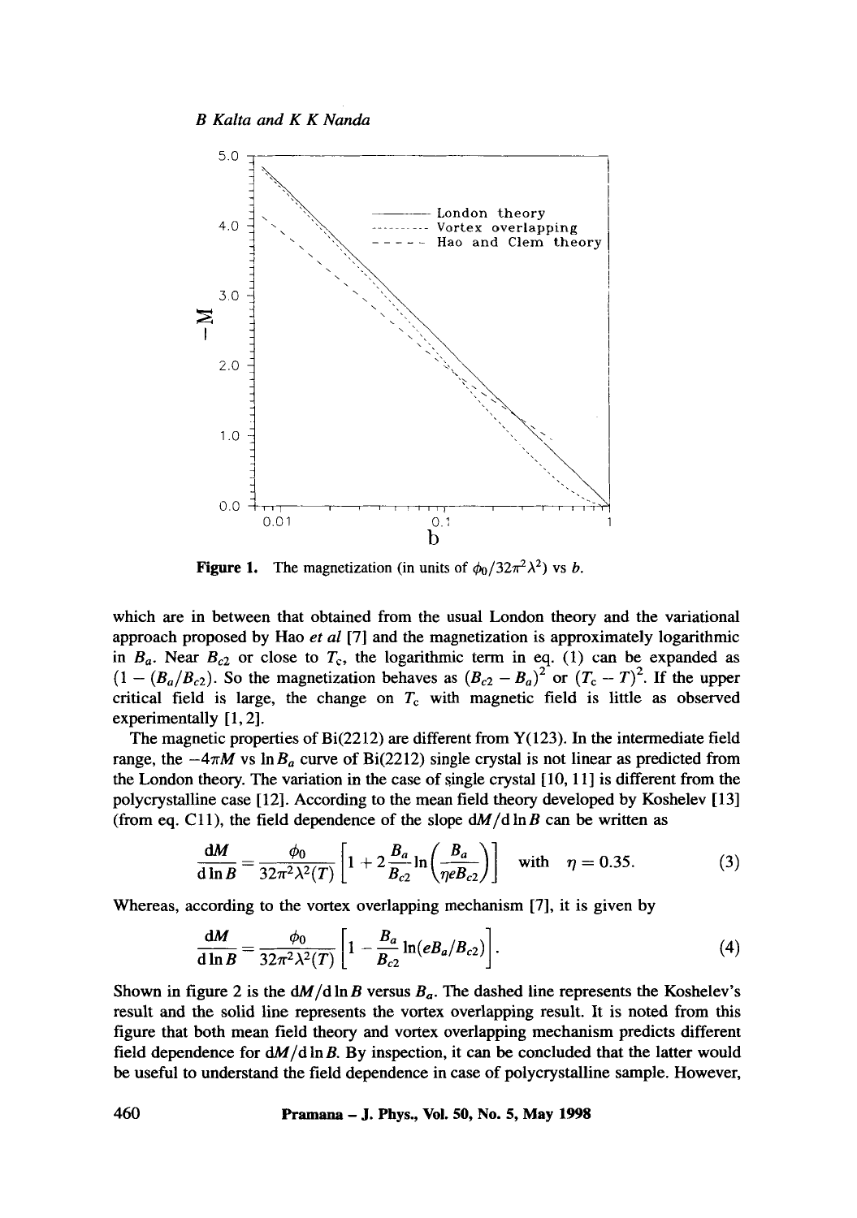**Figure 1.** The magnetization (in units of $\phi_0/32\pi^2\lambda^2$) vs $b$.

which are in between that obtained from the usual London theory and the variational approach proposed by Hao *et al* [7] and the magnetization is approximately logarithmic in $B_a$. Near $B_{c2}$ or close to $T_c$, the logarithmic term in eq. (1) can be expanded as $(1 - (B_a/B_{c2})$. So the magnetization behaves as $(B_{c2} - B_a)^2$ or $(T_c - T)^2$. If the upper critical field is large, the change on $T_c$ with magnetic field is little as observed experimentally [1, 2].

The magnetic properties of Bi(2212) are different from Y(123). In the intermediate field range, the $-4\pi M$ vs $\ln B_a$ curve of Bi(2212) single crystal is not linear as predicted from the London theory. The variation in the case of single crystal [10, 11] is different from the polycrystalline case [12]. According to the mean field theory developed by Koshelev [13] (from eq. C11), the field dependence of the slope $dM/d\ln B$ can be written as

$$\frac{dM}{d\ln B} = \frac{\phi_0}{32\pi^2\lambda^2(T)}\left[1 + 2\frac{B_a}{B_{c2}}\ln\left(\frac{B_a}{\eta e B_{c2}}\right)\right] \quad \text{with} \quad \eta = 0.35. \tag{3}$$

Whereas, according to the vortex overlapping mechanism [7], it is given by

$$\frac{dM}{d\ln B} = \frac{\phi_0}{32\pi^2\lambda^2(T)}\left[1 - \frac{B_a}{B_{c2}}\ln(eB_a/B_{c2})\right]. \tag{4}$$

Shown in figure 2 is the $dM/d\ln B$ versus $B_a$. The dashed line represents the Koshelev's result and the solid line represents the vortex overlapping result. It is noted from this figure that both mean field theory and vortex overlapping mechanism predicts different field dependence for $dM/d\ln B$. By inspection, it can be concluded that the latter would be useful to understand the field dependence in case of polycrystalline sample. However,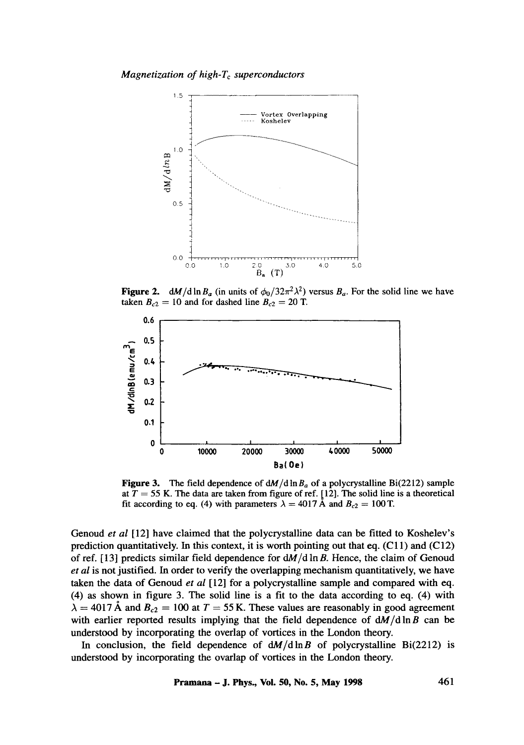Figure 2. $dM/d\ln B_a$ (in units of $\phi_0/32\pi^2\lambda^2$) versus $B_a$. For the solid line we have taken $B_{c2} = 10$ and for dashed line $B_{c2} = 20$ T.

Figure 3. The field dependence of $dM/d\ln B_a$ of a polycrystalline Bi(2212) sample at $T = 55$ K. The data are taken from figure of ref. [12]. The solid line is a theoretical fit according to eq. (4) with parameters $\lambda = 4017$ Å and $B_{c2} = 100$ T.

Genoud *et al* [12] have claimed that the polycrystalline data can be fitted to Koshelev's prediction quantitatively. In this context, it is worth pointing out that eq. (C11) and (C12) of ref. [13] predicts similar field dependence for $dM/d\ln B$. Hence, the claim of Genoud *et al* is not justified. In order to verify the overlapping mechanism quantitatively, we have taken the data of Genoud *et al* [12] for a polycrystalline sample and compared with eq. (4) as shown in figure 3. The solid line is a fit to the data according to eq. (4) with $\lambda = 4017$ Å and $B_{c2} = 100$ at $T = 55$ K. These values are reasonably in good agreement with earlier reported results implying that the field dependence of $dM/d\ln B$ can be understood by incorporating the overlap of vortices in the London theory.

In conclusion, the field dependence of $dM/d\ln B$ of polycrystalline Bi(2212) is understood by incorporating the ovarlap of vortices in the London theory.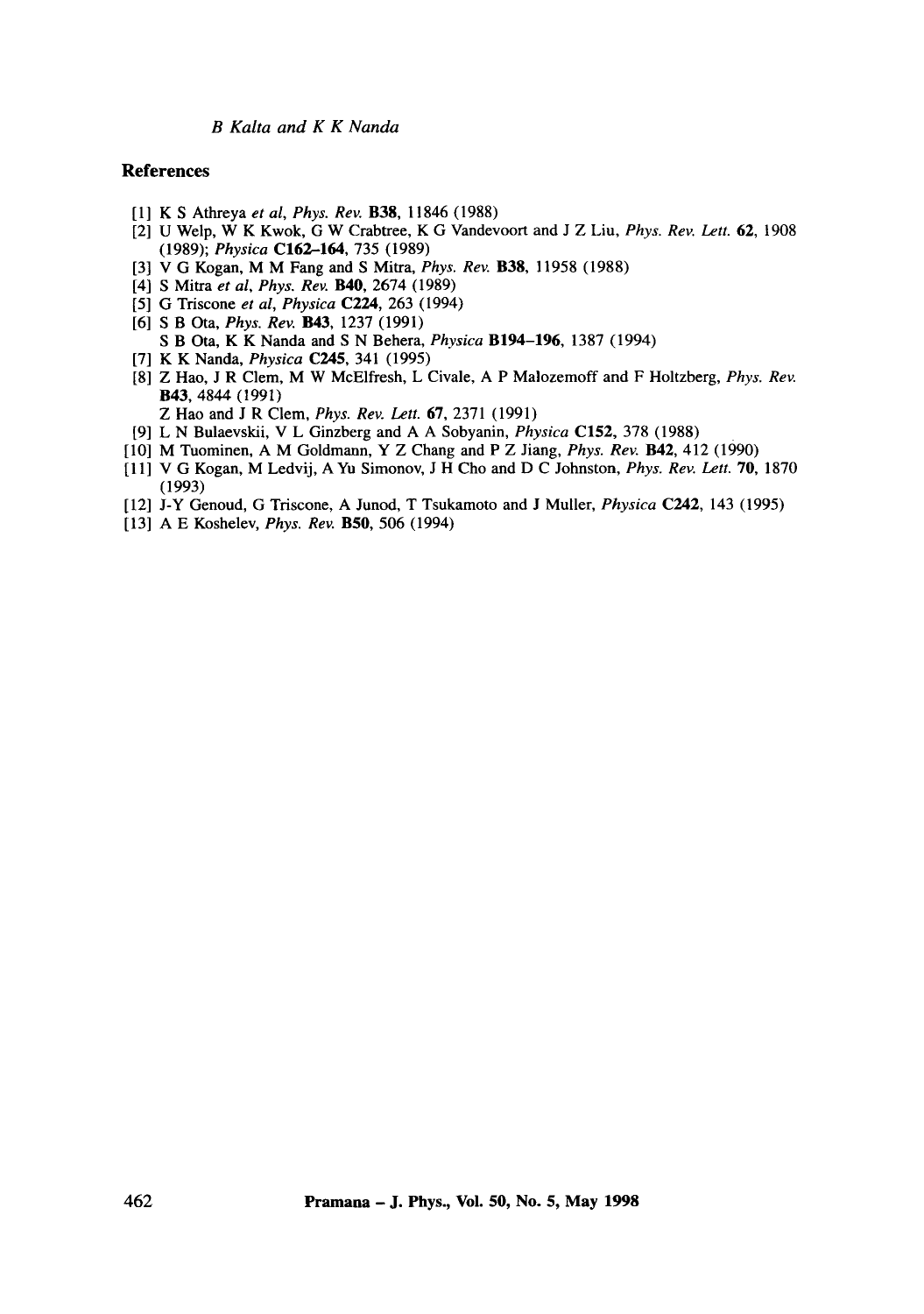## References

[1] K S Athreya *et al*, *Phys. Rev.* **B38**, 11846 (1988)

[2] U Welp, W K Kwok, G W Crabtree, K G Vandevoort and J Z Liu, *Phys. Rev. Lett.* **62**, 1908 (1989); *Physica* **C162–164**, 735 (1989)

[3] V G Kogan, M M Fang and S Mitra, *Phys. Rev.* **B38**, 11958 (1988)

[4] S Mitra *et al*, *Phys. Rev.* **B40**, 2674 (1989)

[5] G Triscone *et al*, *Physica* **C224**, 263 (1994)

[6] S B Ota, *Phys. Rev.* **B43**, 1237 (1991)
S B Ota, K K Nanda and S N Behera, *Physica* **B194–196**, 1387 (1994)

[7] K K Nanda, *Physica* **C245**, 341 (1995)

[8] Z Hao, J R Clem, M W McElfresh, L Civale, A P Malozemoff and F Holtzberg, *Phys. Rev.* **B43**, 4844 (1991)
Z Hao and J R Clem, *Phys. Rev. Lett.* **67**, 2371 (1991)

[9] L N Bulaevskii, V L Ginzberg and A A Sobyanin, *Physica* **C152**, 378 (1988)

[10] M Tuominen, A M Goldmann, Y Z Chang and P Z Jiang, *Phys. Rev.* **B42**, 412 (1990)

[11] V G Kogan, M Ledvij, A Yu Simonov, J H Cho and D C Johnston, *Phys. Rev. Lett.* **70**, 1870 (1993)

[12] J-Y Genoud, G Triscone, A Junod, T Tsukamoto and J Muller, *Physica* **C242**, 143 (1995)

[13] A E Koshelev, *Phys. Rev.* **B50**, 506 (1994)